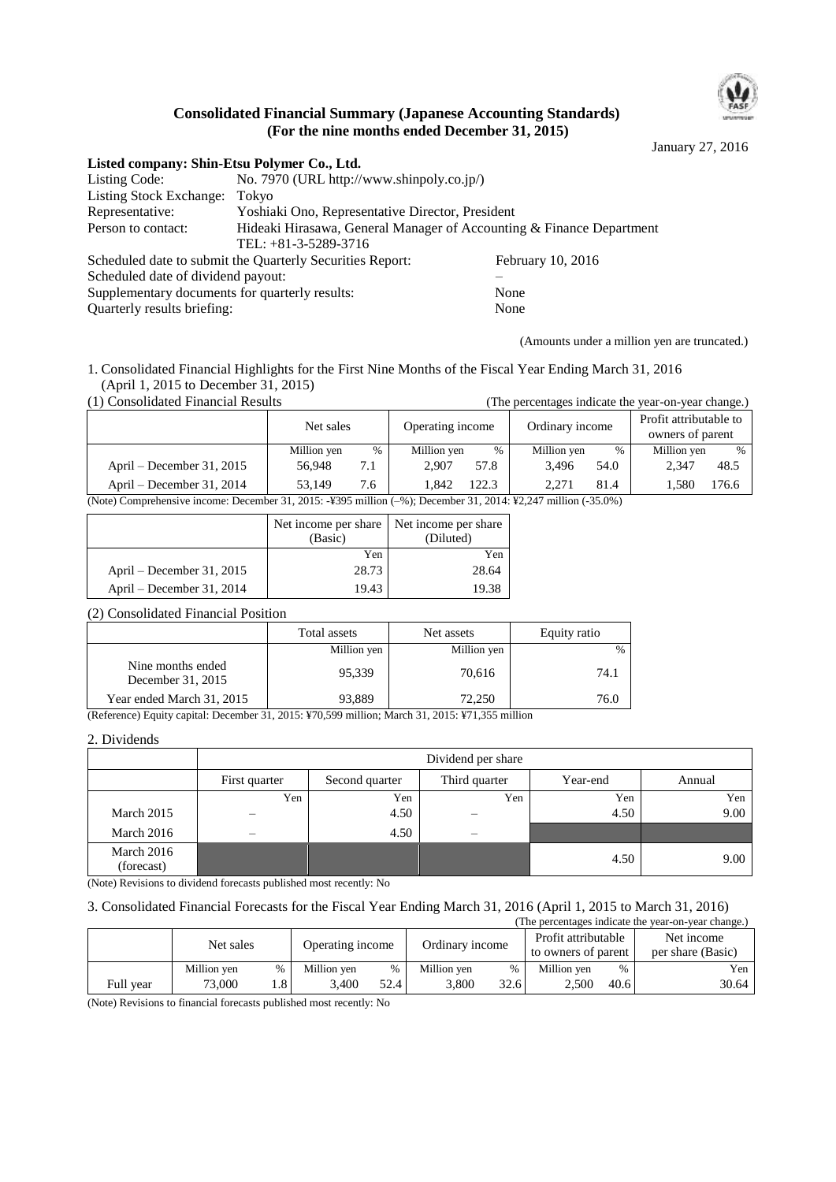# Consolidated Financial Summary (Japanese Accounting Standards)
## (For the nine months ended December 31, 2015)

January 27, 2016

**Listed company: Shin-Etsu Polymer Co., Ltd.**

Listing Code: No. 7970 (URL http://www.shinpoly.co.jp/)
Listing Stock Exchange: Tokyo
Representative: Yoshiaki Ono, Representative Director, President
Person to contact: Hideaki Hirasawa, General Manager of Accounting & Finance Department
TEL: +81-3-5289-3716

Scheduled date to submit the Quarterly Securities Report: February 10, 2016
Scheduled date of dividend payout: –
Supplementary documents for quarterly results: None
Quarterly results briefing: None

(Amounts under a million yen are truncated.)

1. Consolidated Financial Highlights for the First Nine Months of the Fiscal Year Ending March 31, 2016 (April 1, 2015 to December 31, 2015)

(1) Consolidated Financial Results (The percentages indicate the year-on-year change.)

| | Net sales | | Operating income | | Ordinary income | | Profit attributable to owners of parent | |
|---|---|---|---|---|---|---|---|---|
| | Million yen | % | Million yen | % | Million yen | % | Million yen | % |
| April – December 31, 2015 | 56,948 | 7.1 | 2,907 | 57.8 | 3,496 | 54.0 | 2,347 | 48.5 |
| April – December 31, 2014 | 53,149 | 7.6 | 1,842 | 122.3 | 2,271 | 81.4 | 1,580 | 176.6 |

(Note) Comprehensive income: December 31, 2015: -¥395 million (–%); December 31, 2014: ¥2,247 million (-35.0%)

| | Net income per share (Basic) | Net income per share (Diluted) |
|---|---|---|
| | Yen | Yen |
| April – December 31, 2015 | 28.73 | 28.64 |
| April – December 31, 2014 | 19.43 | 19.38 |

(2) Consolidated Financial Position

| | Total assets | Net assets | Equity ratio |
|---|---|---|---|
| | Million yen | Million yen | % |
| Nine months ended December 31, 2015 | 95,339 | 70,616 | 74.1 |
| Year ended March 31, 2015 | 93,889 | 72,250 | 76.0 |

(Reference) Equity capital: December 31, 2015: ¥70,599 million; March 31, 2015: ¥71,355 million

2. Dividends

| | Dividend per share | | | | |
|---|---|---|---|---|---|
| | First quarter | Second quarter | Third quarter | Year-end | Annual |
| | Yen | Yen | Yen | Yen | Yen |
| March 2015 | – | 4.50 | – | 4.50 | 9.00 |
| March 2016 | – | 4.50 | – | | |
| March 2016 (forecast) | | | | 4.50 | 9.00 |

(Note) Revisions to dividend forecasts published most recently: No

3. Consolidated Financial Forecasts for the Fiscal Year Ending March 31, 2016 (April 1, 2015 to March 31, 2016)

(The percentages indicate the year-on-year change.)

| | Net sales | | Operating income | | Ordinary income | | Profit attributable to owners of parent | | Net income per share (Basic) |
|---|---|---|---|---|---|---|---|---|---|
| | Million yen | % | Million yen | % | Million yen | % | Million yen | % | Yen |
| Full year | 73,000 | 1.8 | 3,400 | 52.4 | 3,800 | 32.6 | 2,500 | 40.6 | 30.64 |

(Note) Revisions to financial forecasts published most recently: No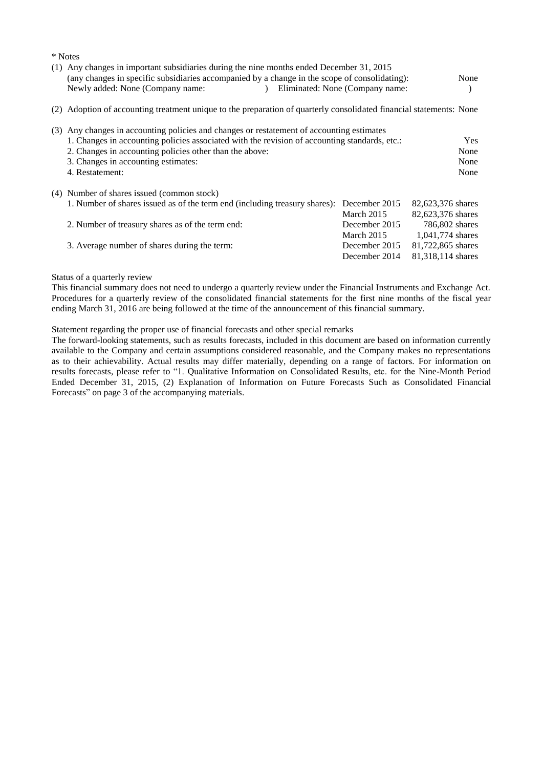\* Notes

(1) Any changes in important subsidiaries during the nine months ended December 31, 2015
(any changes in specific subsidiaries accompanied by a change in the scope of consolidating): None
Newly added: None (Company name: ) Eliminated: None (Company name: )

(2) Adoption of accounting treatment unique to the preparation of quarterly consolidated financial statements: None

(3) Any changes in accounting policies and changes or restatement of accounting estimates

| | |
|---|---|
| 1. Changes in accounting policies associated with the revision of accounting standards, etc.: | Yes |
| 2. Changes in accounting policies other than the above: | None |
| 3. Changes in accounting estimates: | None |
| 4. Restatement: | None |

(4) Number of shares issued (common stock)

| | | |
|---|---|---|
| 1. Number of shares issued as of the term end (including treasury shares): | December 2015 | 82,623,376 shares |
| | March 2015 | 82,623,376 shares |
| 2. Number of treasury shares as of the term end: | December 2015 | 786,802 shares |
| | March 2015 | 1,041,774 shares |
| 3. Average number of shares during the term: | December 2015 | 81,722,865 shares |
| | December 2014 | 81,318,114 shares |

Status of a quarterly review

This financial summary does not need to undergo a quarterly review under the Financial Instruments and Exchange Act. Procedures for a quarterly review of the consolidated financial statements for the first nine months of the fiscal year ending March 31, 2016 are being followed at the time of the announcement of this financial summary.

Statement regarding the proper use of financial forecasts and other special remarks

The forward-looking statements, such as results forecasts, included in this document are based on information currently available to the Company and certain assumptions considered reasonable, and the Company makes no representations as to their achievability. Actual results may differ materially, depending on a range of factors. For information on results forecasts, please refer to "1. Qualitative Information on Consolidated Results, etc. for the Nine-Month Period Ended December 31, 2015, (2) Explanation of Information on Future Forecasts Such as Consolidated Financial Forecasts" on page 3 of the accompanying materials.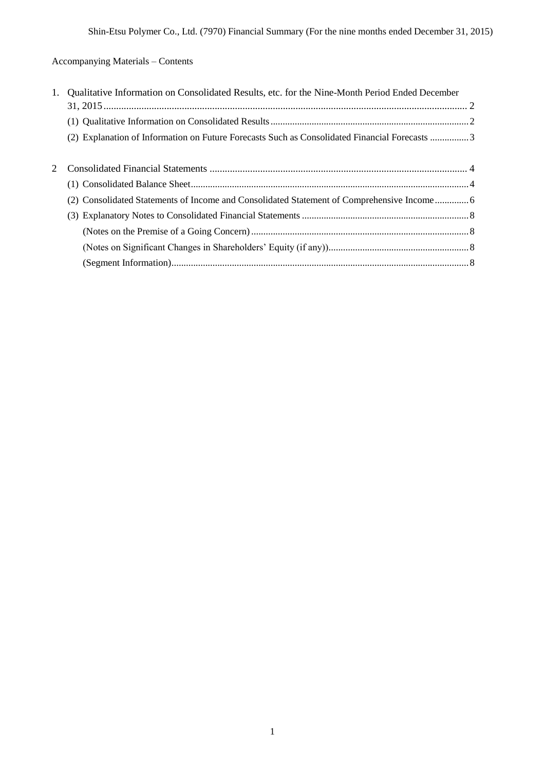Accompanying Materials – Contents

1. Qualitative Information on Consolidated Results, etc. for the Nine-Month Period Ended December 31, 2015 ........ 2
   - (1) Qualitative Information on Consolidated Results ........ 2
   - (2) Explanation of Information on Future Forecasts Such as Consolidated Financial Forecasts ........ 3

2 Consolidated Financial Statements ........ 4
   - (1) Consolidated Balance Sheet ........ 4
   - (2) Consolidated Statements of Income and Consolidated Statement of Comprehensive Income ........ 6
   - (3) Explanatory Notes to Consolidated Financial Statements ........ 8
     - (Notes on the Premise of a Going Concern) ........ 8
     - (Notes on Significant Changes in Shareholders' Equity (if any)) ........ 8
     - (Segment Information) ........ 8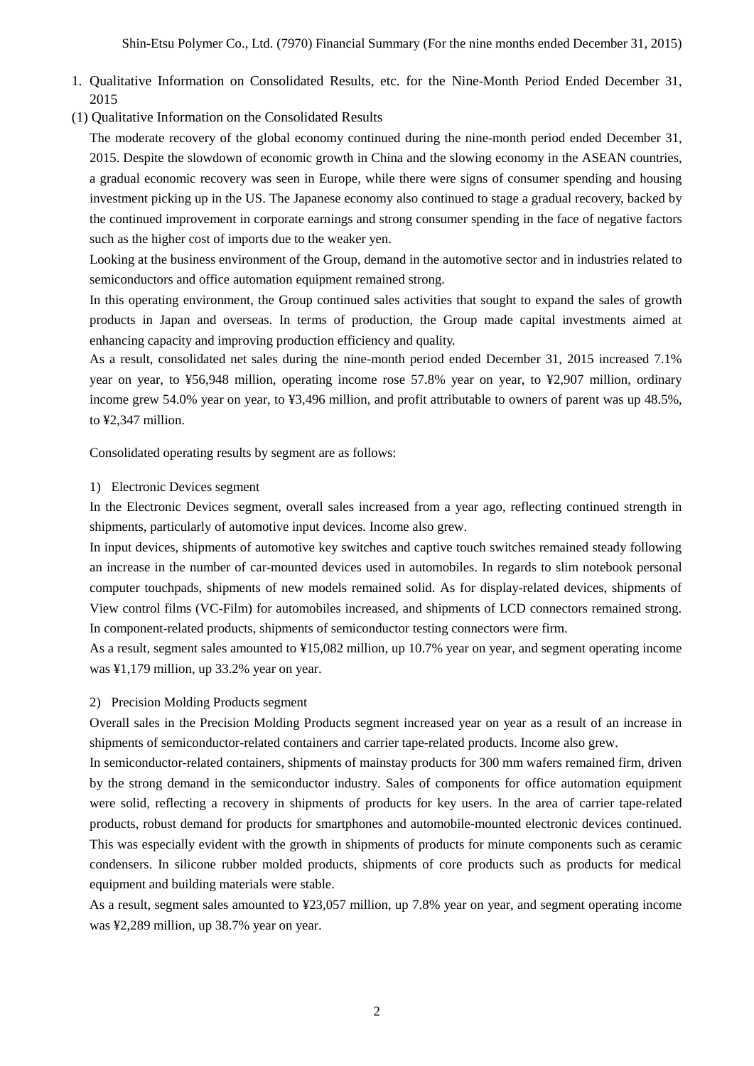# 1. Qualitative Information on Consolidated Results, etc. for the Nine-Month Period Ended December 31, 2015

## (1) Qualitative Information on the Consolidated Results

The moderate recovery of the global economy continued during the nine-month period ended December 31, 2015. Despite the slowdown of economic growth in China and the slowing economy in the ASEAN countries, a gradual economic recovery was seen in Europe, while there were signs of consumer spending and housing investment picking up in the US. The Japanese economy also continued to stage a gradual recovery, backed by the continued improvement in corporate earnings and strong consumer spending in the face of negative factors such as the higher cost of imports due to the weaker yen.

Looking at the business environment of the Group, demand in the automotive sector and in industries related to semiconductors and office automation equipment remained strong.

In this operating environment, the Group continued sales activities that sought to expand the sales of growth products in Japan and overseas. In terms of production, the Group made capital investments aimed at enhancing capacity and improving production efficiency and quality.

As a result, consolidated net sales during the nine-month period ended December 31, 2015 increased 7.1% year on year, to ¥56,948 million, operating income rose 57.8% year on year, to ¥2,907 million, ordinary income grew 54.0% year on year, to ¥3,496 million, and profit attributable to owners of parent was up 48.5%, to ¥2,347 million.

Consolidated operating results by segment are as follows:

### 1) Electronic Devices segment

In the Electronic Devices segment, overall sales increased from a year ago, reflecting continued strength in shipments, particularly of automotive input devices. Income also grew.

In input devices, shipments of automotive key switches and captive touch switches remained steady following an increase in the number of car-mounted devices used in automobiles. In regards to slim notebook personal computer touchpads, shipments of new models remained solid. As for display-related devices, shipments of View control films (VC-Film) for automobiles increased, and shipments of LCD connectors remained strong. In component-related products, shipments of semiconductor testing connectors were firm.

As a result, segment sales amounted to ¥15,082 million, up 10.7% year on year, and segment operating income was ¥1,179 million, up 33.2% year on year.

### 2) Precision Molding Products segment

Overall sales in the Precision Molding Products segment increased year on year as a result of an increase in shipments of semiconductor-related containers and carrier tape-related products. Income also grew.

In semiconductor-related containers, shipments of mainstay products for 300 mm wafers remained firm, driven by the strong demand in the semiconductor industry. Sales of components for office automation equipment were solid, reflecting a recovery in shipments of products for key users. In the area of carrier tape-related products, robust demand for products for smartphones and automobile-mounted electronic devices continued. This was especially evident with the growth in shipments of products for minute components such as ceramic condensers. In silicone rubber molded products, shipments of core products such as products for medical equipment and building materials were stable.

As a result, segment sales amounted to ¥23,057 million, up 7.8% year on year, and segment operating income was ¥2,289 million, up 38.7% year on year.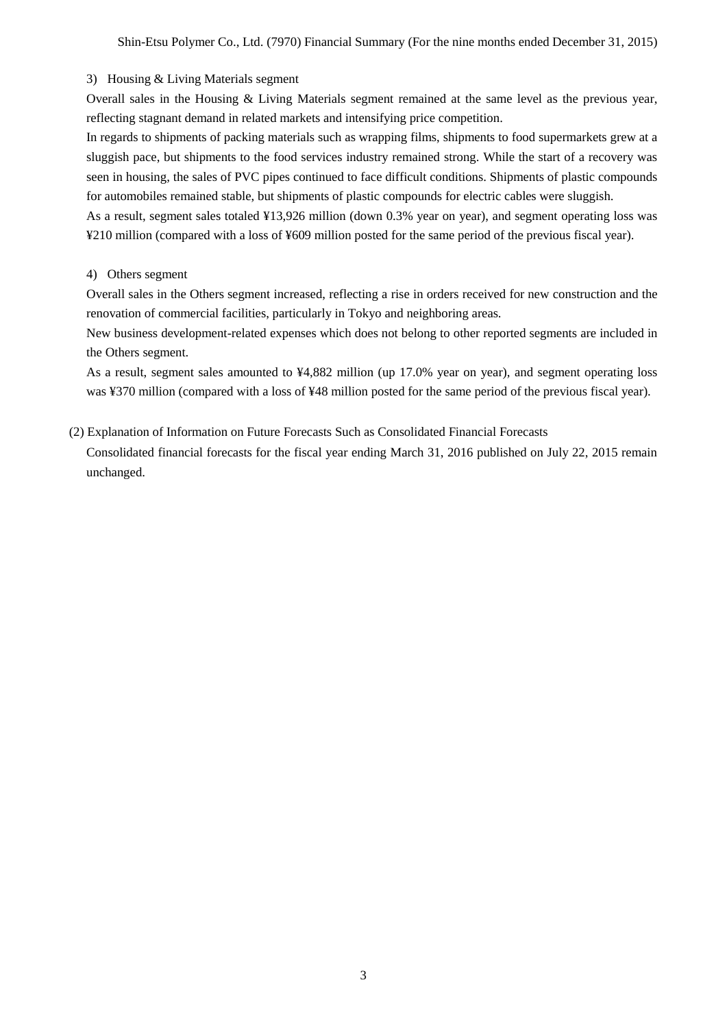3) Housing & Living Materials segment

Overall sales in the Housing & Living Materials segment remained at the same level as the previous year, reflecting stagnant demand in related markets and intensifying price competition.

In regards to shipments of packing materials such as wrapping films, shipments to food supermarkets grew at a sluggish pace, but shipments to the food services industry remained strong. While the start of a recovery was seen in housing, the sales of PVC pipes continued to face difficult conditions. Shipments of plastic compounds for automobiles remained stable, but shipments of plastic compounds for electric cables were sluggish.

As a result, segment sales totaled ¥13,926 million (down 0.3% year on year), and segment operating loss was ¥210 million (compared with a loss of ¥609 million posted for the same period of the previous fiscal year).

4) Others segment

Overall sales in the Others segment increased, reflecting a rise in orders received for new construction and the renovation of commercial facilities, particularly in Tokyo and neighboring areas.

New business development-related expenses which does not belong to other reported segments are included in the Others segment.

As a result, segment sales amounted to ¥4,882 million (up 17.0% year on year), and segment operating loss was ¥370 million (compared with a loss of ¥48 million posted for the same period of the previous fiscal year).

(2) Explanation of Information on Future Forecasts Such as Consolidated Financial Forecasts

Consolidated financial forecasts for the fiscal year ending March 31, 2016 published on July 22, 2015 remain unchanged.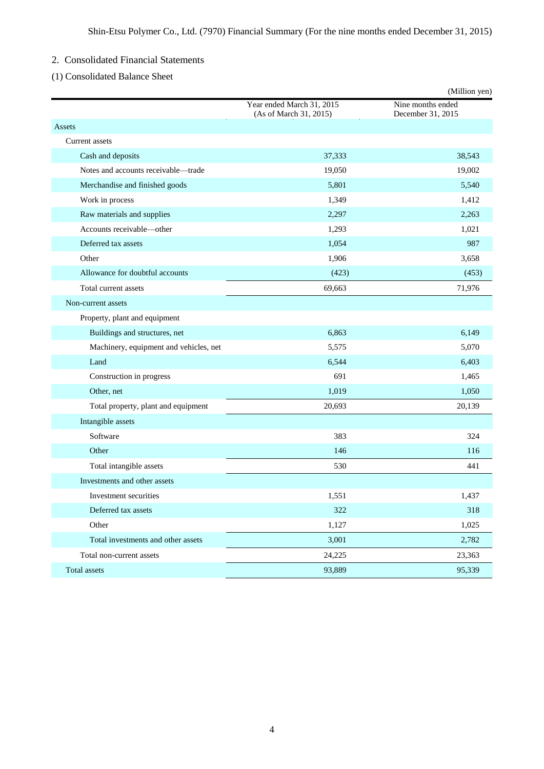## 2. Consolidated Financial Statements

### (1) Consolidated Balance Sheet

(Million yen)

| | Year ended March 31, 2015 (As of March 31, 2015) | Nine months ended December 31, 2015 |
|---|---|---|
| Assets | | |
| Current assets | | |
| Cash and deposits | 37,333 | 38,543 |
| Notes and accounts receivable—trade | 19,050 | 19,002 |
| Merchandise and finished goods | 5,801 | 5,540 |
| Work in process | 1,349 | 1,412 |
| Raw materials and supplies | 2,297 | 2,263 |
| Accounts receivable—other | 1,293 | 1,021 |
| Deferred tax assets | 1,054 | 987 |
| Other | 1,906 | 3,658 |
| Allowance for doubtful accounts | (423) | (453) |
| Total current assets | 69,663 | 71,976 |
| Non-current assets | | |
| Property, plant and equipment | | |
| Buildings and structures, net | 6,863 | 6,149 |
| Machinery, equipment and vehicles, net | 5,575 | 5,070 |
| Land | 6,544 | 6,403 |
| Construction in progress | 691 | 1,465 |
| Other, net | 1,019 | 1,050 |
| Total property, plant and equipment | 20,693 | 20,139 |
| Intangible assets | | |
| Software | 383 | 324 |
| Other | 146 | 116 |
| Total intangible assets | 530 | 441 |
| Investments and other assets | | |
| Investment securities | 1,551 | 1,437 |
| Deferred tax assets | 322 | 318 |
| Other | 1,127 | 1,025 |
| Total investments and other assets | 3,001 | 2,782 |
| Total non-current assets | 24,225 | 23,363 |
| Total assets | 93,889 | 95,339 |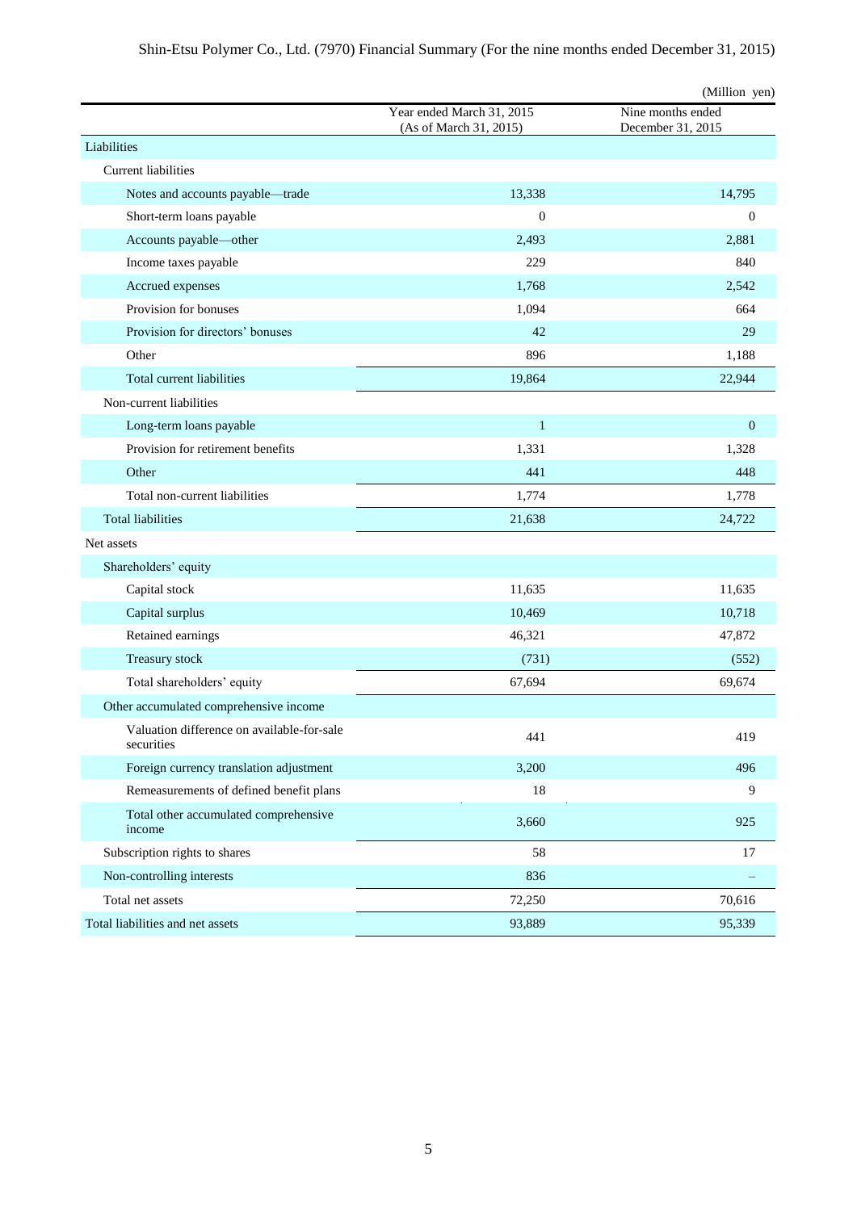(Million yen)

| | Year ended March 31, 2015 (As of March 31, 2015) | Nine months ended December 31, 2015 |
|---|---|---|
| Liabilities | | |
| Current liabilities | | |
| Notes and accounts payable—trade | 13,338 | 14,795 |
| Short-term loans payable | 0 | 0 |
| Accounts payable—other | 2,493 | 2,881 |
| Income taxes payable | 229 | 840 |
| Accrued expenses | 1,768 | 2,542 |
| Provision for bonuses | 1,094 | 664 |
| Provision for directors' bonuses | 42 | 29 |
| Other | 896 | 1,188 |
| Total current liabilities | 19,864 | 22,944 |
| Non-current liabilities | | |
| Long-term loans payable | 1 | 0 |
| Provision for retirement benefits | 1,331 | 1,328 |
| Other | 441 | 448 |
| Total non-current liabilities | 1,774 | 1,778 |
| Total liabilities | 21,638 | 24,722 |
| Net assets | | |
| Shareholders' equity | | |
| Capital stock | 11,635 | 11,635 |
| Capital surplus | 10,469 | 10,718 |
| Retained earnings | 46,321 | 47,872 |
| Treasury stock | (731) | (552) |
| Total shareholders' equity | 67,694 | 69,674 |
| Other accumulated comprehensive income | | |
| Valuation difference on available-for-sale securities | 441 | 419 |
| Foreign currency translation adjustment | 3,200 | 496 |
| Remeasurements of defined benefit plans | 18 | 9 |
| Total other accumulated comprehensive income | 3,660 | 925 |
| Subscription rights to shares | 58 | 17 |
| Non-controlling interests | 836 | – |
| Total net assets | 72,250 | 70,616 |
| Total liabilities and net assets | 93,889 | 95,339 |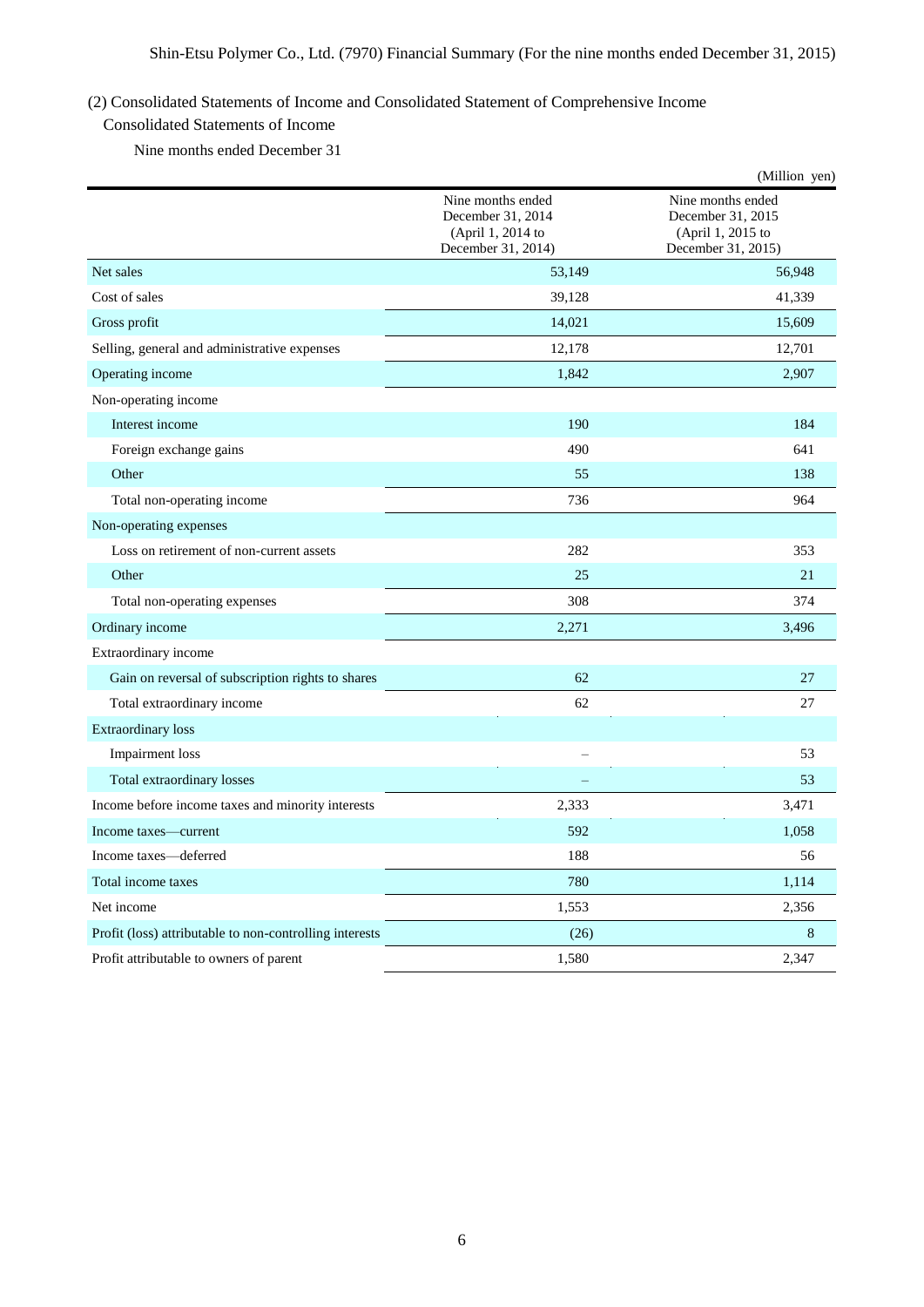## (2) Consolidated Statements of Income and Consolidated Statement of Comprehensive Income

### Consolidated Statements of Income

Nine months ended December 31

(Million yen)

| | Nine months ended December 31, 2014 (April 1, 2014 to December 31, 2014) | Nine months ended December 31, 2015 (April 1, 2015 to December 31, 2015) |
|---|---|---|
| Net sales | 53,149 | 56,948 |
| Cost of sales | 39,128 | 41,339 |
| Gross profit | 14,021 | 15,609 |
| Selling, general and administrative expenses | 12,178 | 12,701 |
| Operating income | 1,842 | 2,907 |
| Non-operating income | | |
| Interest income | 190 | 184 |
| Foreign exchange gains | 490 | 641 |
| Other | 55 | 138 |
| Total non-operating income | 736 | 964 |
| Non-operating expenses | | |
| Loss on retirement of non-current assets | 282 | 353 |
| Other | 25 | 21 |
| Total non-operating expenses | 308 | 374 |
| Ordinary income | 2,271 | 3,496 |
| Extraordinary income | | |
| Gain on reversal of subscription rights to shares | 62 | 27 |
| Total extraordinary income | 62 | 27 |
| Extraordinary loss | | |
| Impairment loss | – | 53 |
| Total extraordinary losses | – | 53 |
| Income before income taxes and minority interests | 2,333 | 3,471 |
| Income taxes—current | 592 | 1,058 |
| Income taxes—deferred | 188 | 56 |
| Total income taxes | 780 | 1,114 |
| Net income | 1,553 | 2,356 |
| Profit (loss) attributable to non-controlling interests | (26) | 8 |
| Profit attributable to owners of parent | 1,580 | 2,347 |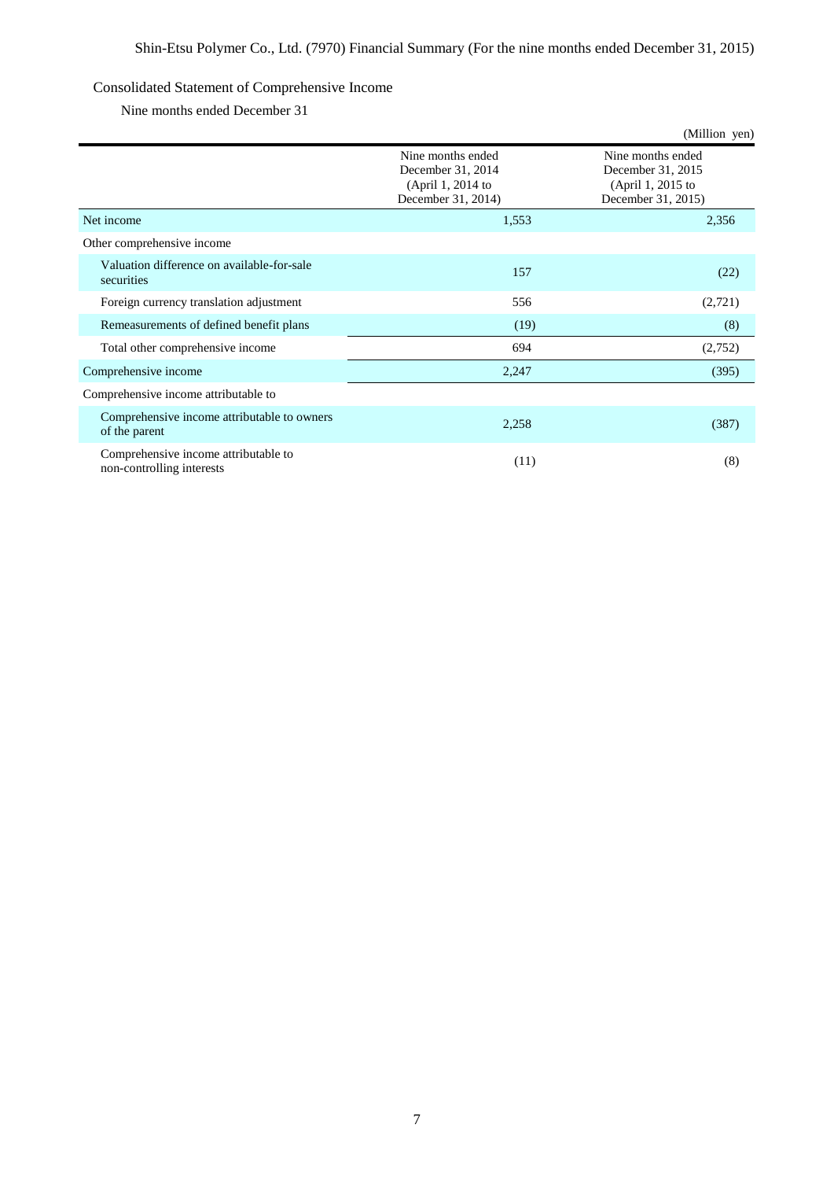## Consolidated Statement of Comprehensive Income

### Nine months ended December 31

(Million yen)

| | Nine months ended December 31, 2014 (April 1, 2014 to December 31, 2014) | Nine months ended December 31, 2015 (April 1, 2015 to December 31, 2015) |
|---|---|---|
| Net income | 1,553 | 2,356 |
| Other comprehensive income | | |
| Valuation difference on available-for-sale securities | 157 | (22) |
| Foreign currency translation adjustment | 556 | (2,721) |
| Remeasurements of defined benefit plans | (19) | (8) |
| Total other comprehensive income | 694 | (2,752) |
| Comprehensive income | 2,247 | (395) |
| Comprehensive income attributable to | | |
| Comprehensive income attributable to owners of the parent | 2,258 | (387) |
| Comprehensive income attributable to non-controlling interests | (11) | (8) |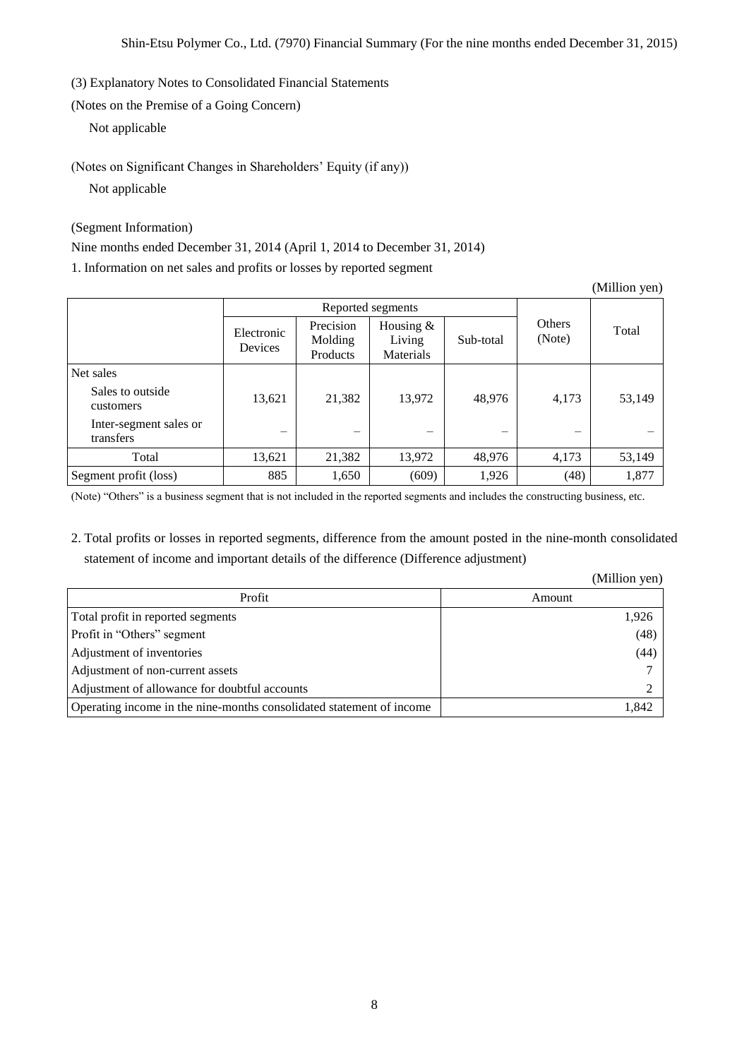(3) Explanatory Notes to Consolidated Financial Statements

(Notes on the Premise of a Going Concern)

Not applicable

(Notes on Significant Changes in Shareholders' Equity (if any))

Not applicable

(Segment Information)

Nine months ended December 31, 2014 (April 1, 2014 to December 31, 2014)

1. Information on net sales and profits or losses by reported segment

(Million yen)

| | Reported segments | | | | Others (Note) | Total |
|---|---|---|---|---|---|---|
| | Electronic Devices | Precision Molding Products | Housing & Living Materials | Sub-total | | |
| Net sales | | | | | | |
| Sales to outside customers | 13,621 | 21,382 | 13,972 | 48,976 | 4,173 | 53,149 |
| Inter-segment sales or transfers | – | – | – | – | – | – |
| Total | 13,621 | 21,382 | 13,972 | 48,976 | 4,173 | 53,149 |
| Segment profit (loss) | 885 | 1,650 | (609) | 1,926 | (48) | 1,877 |

(Note) "Others" is a business segment that is not included in the reported segments and includes the constructing business, etc.

2. Total profits or losses in reported segments, difference from the amount posted in the nine-month consolidated statement of income and important details of the difference (Difference adjustment)

(Million yen)

| Profit | Amount |
|---|---|
| Total profit in reported segments | 1,926 |
| Profit in "Others" segment | (48) |
| Adjustment of inventories | (44) |
| Adjustment of non-current assets | 7 |
| Adjustment of allowance for doubtful accounts | 2 |
| Operating income in the nine-months consolidated statement of income | 1,842 |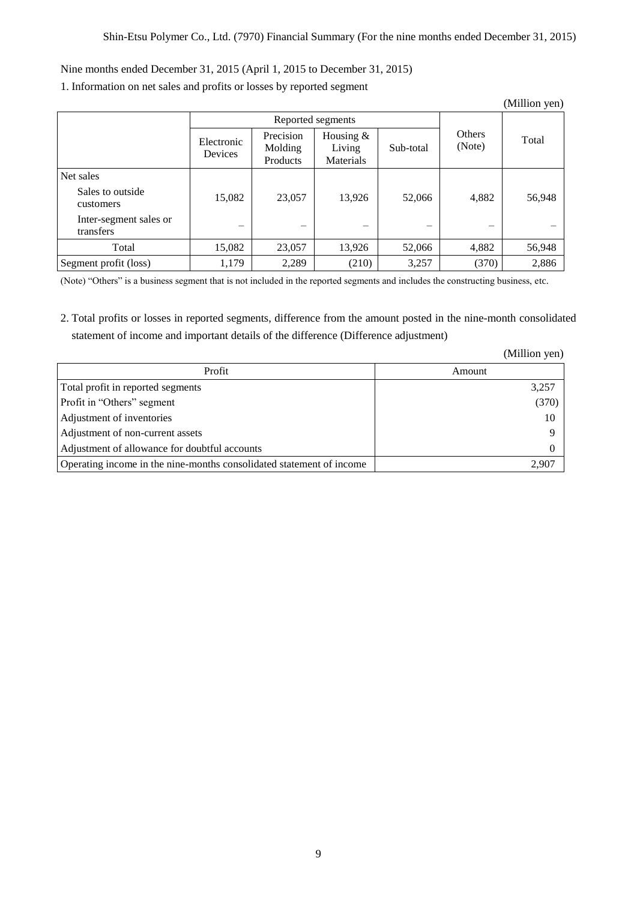Nine months ended December 31, 2015 (April 1, 2015 to December 31, 2015)

1. Information on net sales and profits or losses by reported segment

(Million yen)

| | Reported segments | | | | Others (Note) | Total |
|---|---|---|---|---|---|---|
| | Electronic Devices | Precision Molding Products | Housing & Living Materials | Sub-total | | |
| Net sales | | | | | | |
| Sales to outside customers | 15,082 | 23,057 | 13,926 | 52,066 | 4,882 | 56,948 |
| Inter-segment sales or transfers | – | – | – | – | – | – |
| Total | 15,082 | 23,057 | 13,926 | 52,066 | 4,882 | 56,948 |
| Segment profit (loss) | 1,179 | 2,289 | (210) | 3,257 | (370) | 2,886 |

(Note) “Others” is a business segment that is not included in the reported segments and includes the constructing business, etc.

2. Total profits or losses in reported segments, difference from the amount posted in the nine-month consolidated statement of income and important details of the difference (Difference adjustment)

(Million yen)

| Profit | Amount |
|---|---|
| Total profit in reported segments | 3,257 |
| Profit in “Others” segment | (370) |
| Adjustment of inventories | 10 |
| Adjustment of non-current assets | 9 |
| Adjustment of allowance for doubtful accounts | 0 |
| Operating income in the nine-months consolidated statement of income | 2,907 |